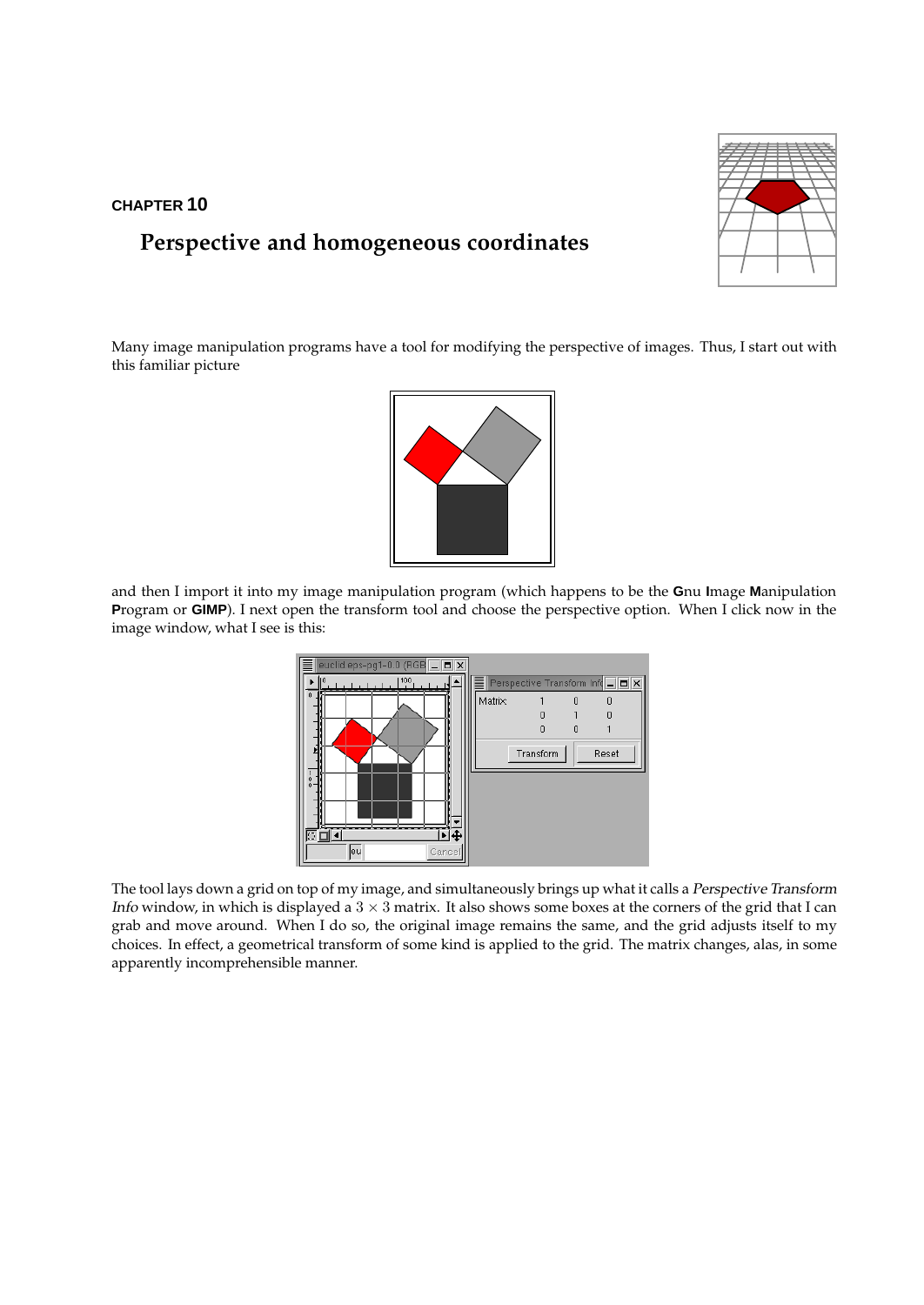CHAPTER 10

# Perspective and homogeneous coordinates

Many image manipulation programs have a tool for modifying the perspective of images. Thus, I start out with this familiar picture

and then I import it into my image manipulation program (which happens to be the **G**nu **I**mage **M**anipulation **P**rogram or **GIMP**). I next open the transform tool and choose the perspective option. When I click now in the image window, what I see is this:

The tool lays down a grid on top of my image, and simultaneously brings up what it calls a *Perspective Transform Info* window, in which is displayed a $3 \times 3$ matrix. It also shows some boxes at the corners of the grid that I can grab and move around. When I do so, the original image remains the same, and the grid adjusts itself to my choices. In effect, a geometrical transform of some kind is applied to the grid. The matrix changes, alas, in some apparently incomprehensible manner.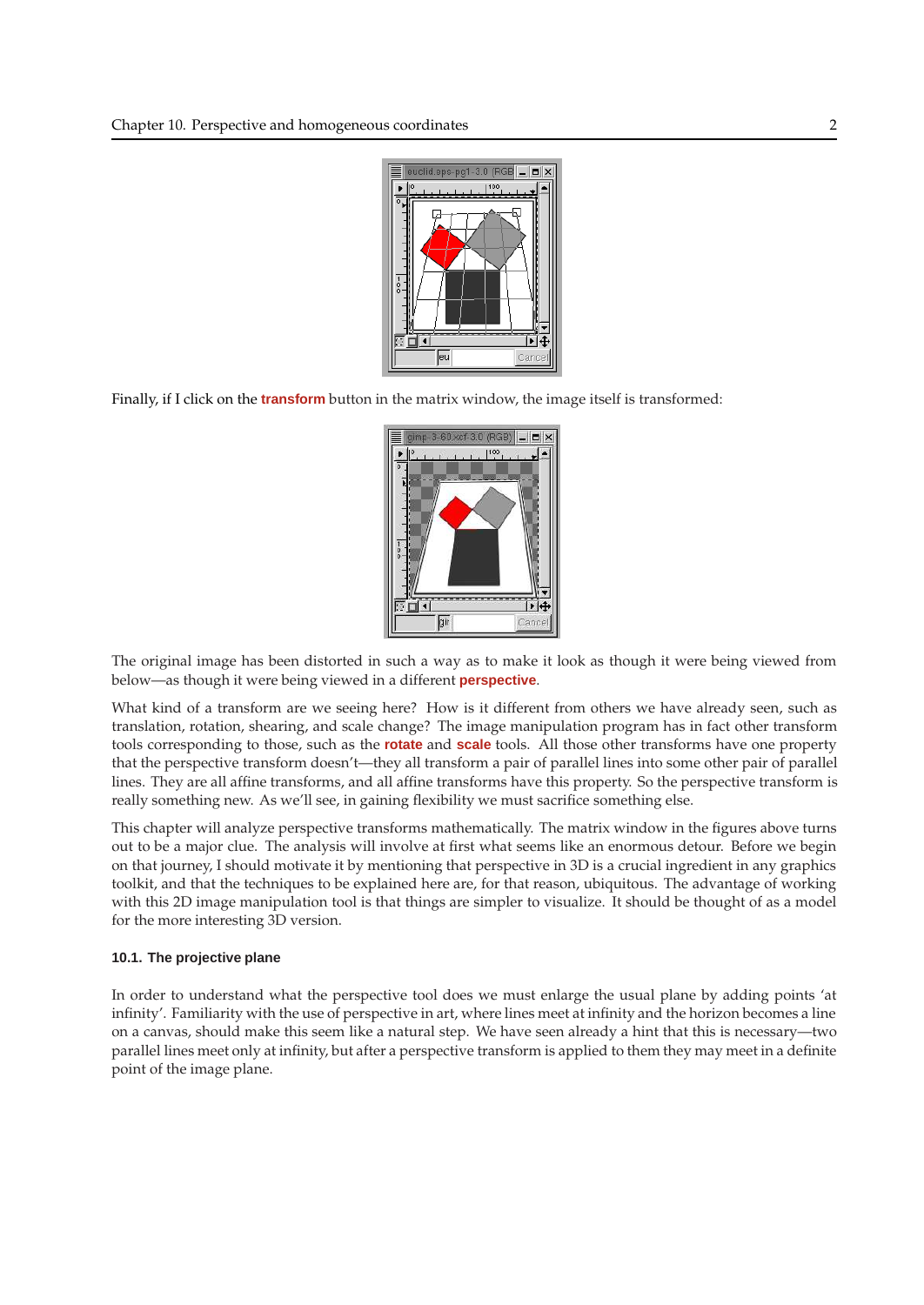Finally, if I click on the **transform** button in the matrix window, the image itself is transformed:

The original image has been distorted in such a way as to make it look as though it were being viewed from below—as though it were being viewed in a different **perspective**.

What kind of a transform are we seeing here? How is it different from others we have already seen, such as translation, rotation, shearing, and scale change? The image manipulation program has in fact other transform tools corresponding to those, such as the **rotate** and **scale** tools. All those other transforms have one property that the perspective transform doesn't—they all transform a pair of parallel lines into some other pair of parallel lines. They are all affine transforms, and all affine transforms have this property. So the perspective transform is really something new. As we'll see, in gaining flexibility we must sacrifice something else.

This chapter will analyze perspective transforms mathematically. The matrix window in the figures above turns out to be a major clue. The analysis will involve at first what seems like an enormous detour. Before we begin on that journey, I should motivate it by mentioning that perspective in 3D is a crucial ingredient in any graphics toolkit, and that the techniques to be explained here are, for that reason, ubiquitous. The advantage of working with this 2D image manipulation tool is that things are simpler to visualize. It should be thought of as a model for the more interesting 3D version.

### 10.1. The projective plane

In order to understand what the perspective tool does we must enlarge the usual plane by adding points 'at infinity'. Familiarity with the use of perspective in art, where lines meet at infinity and the horizon becomes a line on a canvas, should make this seem like a natural step. We have seen already a hint that this is necessary—two parallel lines meet only at infinity, but after a perspective transform is applied to them they may meet in a definite point of the image plane.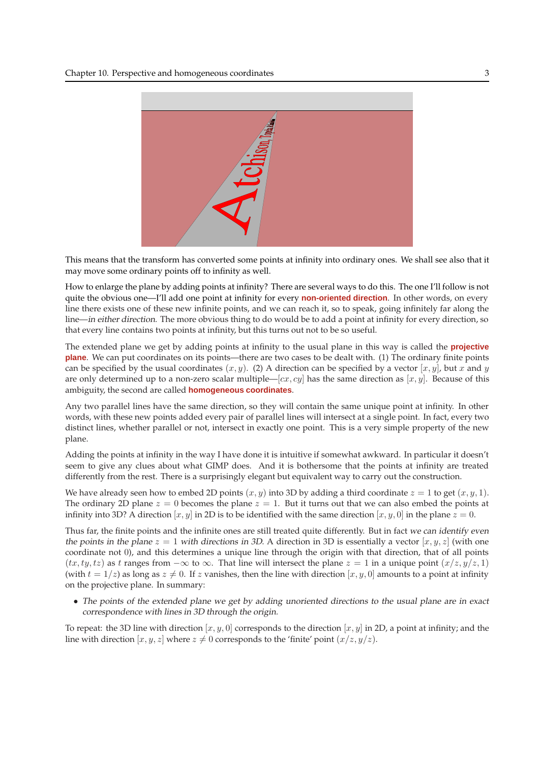This means that the transform has converted some points at infinity into ordinary ones. We shall see also that it may move some ordinary points off to infinity as well.

How to enlarge the plane by adding points at infinity? There are several ways to do this. The one I'll follow is not quite the obvious one—I'll add one point at infinity for every **non-oriented direction**. In other words, on every line there exists one of these new infinite points, and we can reach it, so to speak, going infinitely far along the line—*in either direction*. The more obvious thing to do would be to add a point at infinity for every direction, so that every line contains two points at infinity, but this turns out not to be so useful.

The extended plane we get by adding points at infinity to the usual plane in this way is called the **projective plane**. We can put coordinates on its points—there are two cases to be dealt with. (1) The ordinary finite points can be specified by the usual coordinates $(x, y)$. (2) A direction can be specified by a vector $[x, y]$, but $x$ and $y$ are only determined up to a non-zero scalar multiple—$[cx, cy]$ has the same direction as $[x, y]$. Because of this ambiguity, the second are called **homogeneous coordinates**.

Any two parallel lines have the same direction, so they will contain the same unique point at infinity. In other words, with these new points added every pair of parallel lines will intersect at a single point. In fact, every two distinct lines, whether parallel or not, intersect in exactly one point. This is a very simple property of the new plane.

Adding the points at infinity in the way I have done it is intuitive if somewhat awkward. In particular it doesn't seem to give any clues about what GIMP does. And it is bothersome that the points at infinity are treated differently from the rest. There is a surprisingly elegant but equivalent way to carry out the construction.

We have already seen how to embed 2D points $(x, y)$ into 3D by adding a third coordinate $z = 1$ to get $(x, y, 1)$. The ordinary 2D plane $z = 0$ becomes the plane $z = 1$. But it turns out that we can also embed the points at infinity into 3D? A direction $[x, y]$ in 2D is to be identified with the same direction $[x, y, 0]$ in the plane $z = 0$.

Thus far, the finite points and the infinite ones are still treated quite differently. But in fact *we can identify even the points in the plane $z = 1$ with directions in 3D*. A direction in 3D is essentially a vector $[x, y, z]$ (with one coordinate not 0), and this determines a unique line through the origin with that direction, that of all points $(tx, ty, tz)$ as $t$ ranges from $-\infty$ to $\infty$. That line will intersect the plane $z = 1$ in a unique point $(x/z, y/z, 1)$ (with $t = 1/z$) as long as $z \neq 0$. If $z$ vanishes, then the line with direction $[x, y, 0]$ amounts to a point at infinity on the projective plane. In summary:

- *The points of the extended plane we get by adding unoriented directions to the usual plane are in exact correspondence with lines in 3D through the origin.*

To repeat: the 3D line with direction $[x, y, 0]$ corresponds to the direction $[x, y]$ in 2D, a point at infinity; and the line with direction $[x, y, z]$ where $z \neq 0$ corresponds to the 'finite' point $(x/z, y/z)$.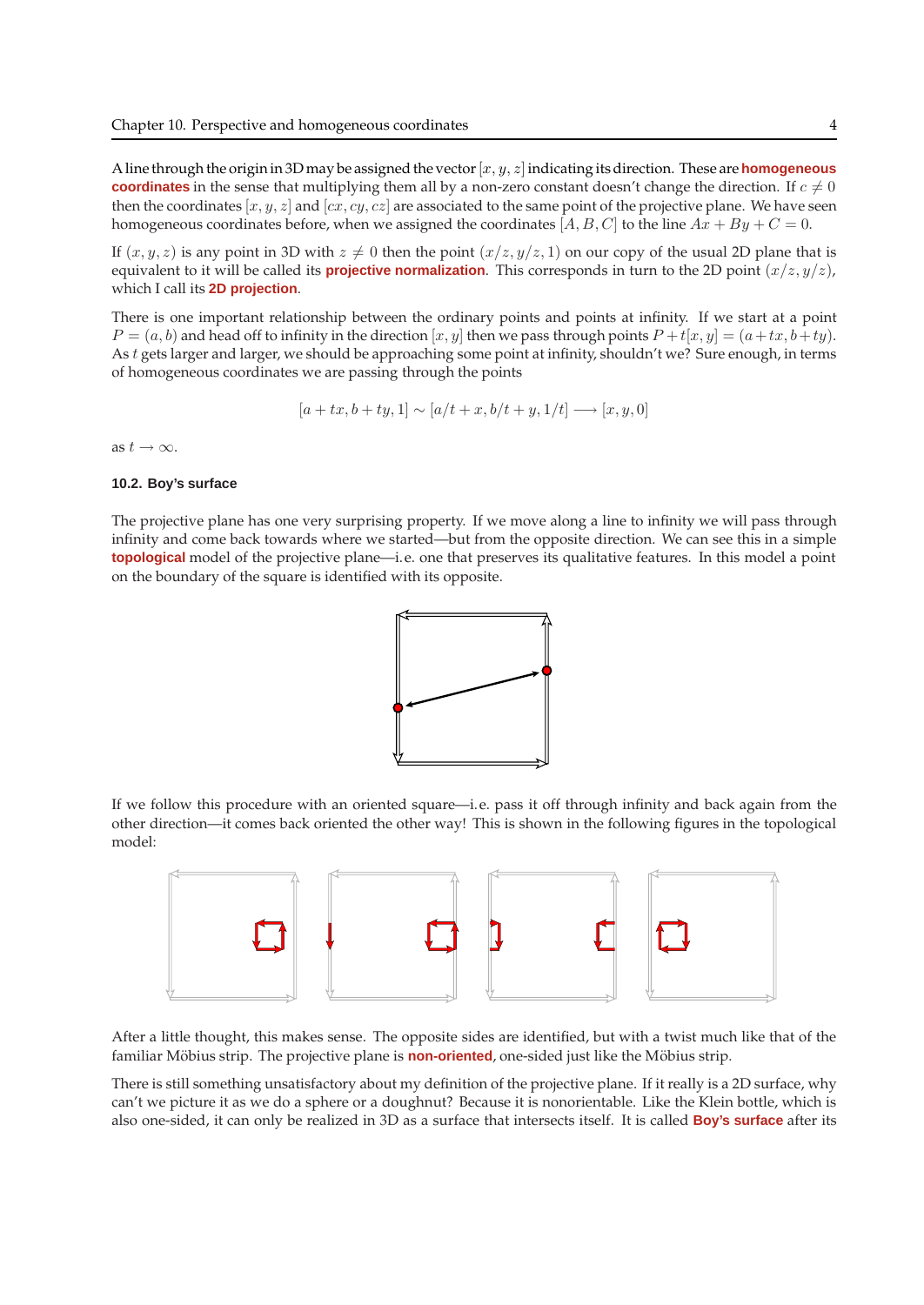A line through the origin in 3D may be assigned the vector $[x, y, z]$ indicating its direction. These are **homogeneous coordinates** in the sense that multiplying them all by a non-zero constant doesn't change the direction. If $c \neq 0$ then the coordinates $[x, y, z]$ and $[cx, cy, cz]$ are associated to the same point of the projective plane. We have seen homogeneous coordinates before, when we assigned the coordinates $[A, B, C]$ to the line $Ax + By + C = 0$.

If $(x, y, z)$ is any point in 3D with $z \neq 0$ then the point $(x/z, y/z, 1)$ on our copy of the usual 2D plane that is equivalent to it will be called its **projective normalization**. This corresponds in turn to the 2D point $(x/z, y/z)$, which I call its **2D projection**.

There is one important relationship between the ordinary points and points at infinity. If we start at a point $P = (a, b)$ and head off to infinity in the direction $[x, y]$ then we pass through points $P + t[x, y] = (a + tx, b + ty)$. As $t$ gets larger and larger, we should be approaching some point at infinity, shouldn't we? Sure enough, in terms of homogeneous coordinates we are passing through the points

$$[a + tx, b + ty, 1] \sim [a/t + x, b/t + y, 1/t] \longrightarrow [x, y, 0]$$

as $t \to \infty$.

### 10.2. Boy's surface

The projective plane has one very surprising property. If we move along a line to infinity we will pass through infinity and come back towards where we started—but from the opposite direction. We can see this in a simple **topological** model of the projective plane—i.e. one that preserves its qualitative features. In this model a point on the boundary of the square is identified with its opposite.

If we follow this procedure with an oriented square—i.e. pass it off through infinity and back again from the other direction—it comes back oriented the other way! This is shown in the following figures in the topological model:

After a little thought, this makes sense. The opposite sides are identified, but with a twist much like that of the familiar Möbius strip. The projective plane is **non-oriented**, one-sided just like the Möbius strip.

There is still something unsatisfactory about my definition of the projective plane. If it really is a 2D surface, why can't we picture it as we do a sphere or a doughnut? Because it is nonorientable. Like the Klein bottle, which is also one-sided, it can only be realized in 3D as a surface that intersects itself. It is called **Boy's surface** after its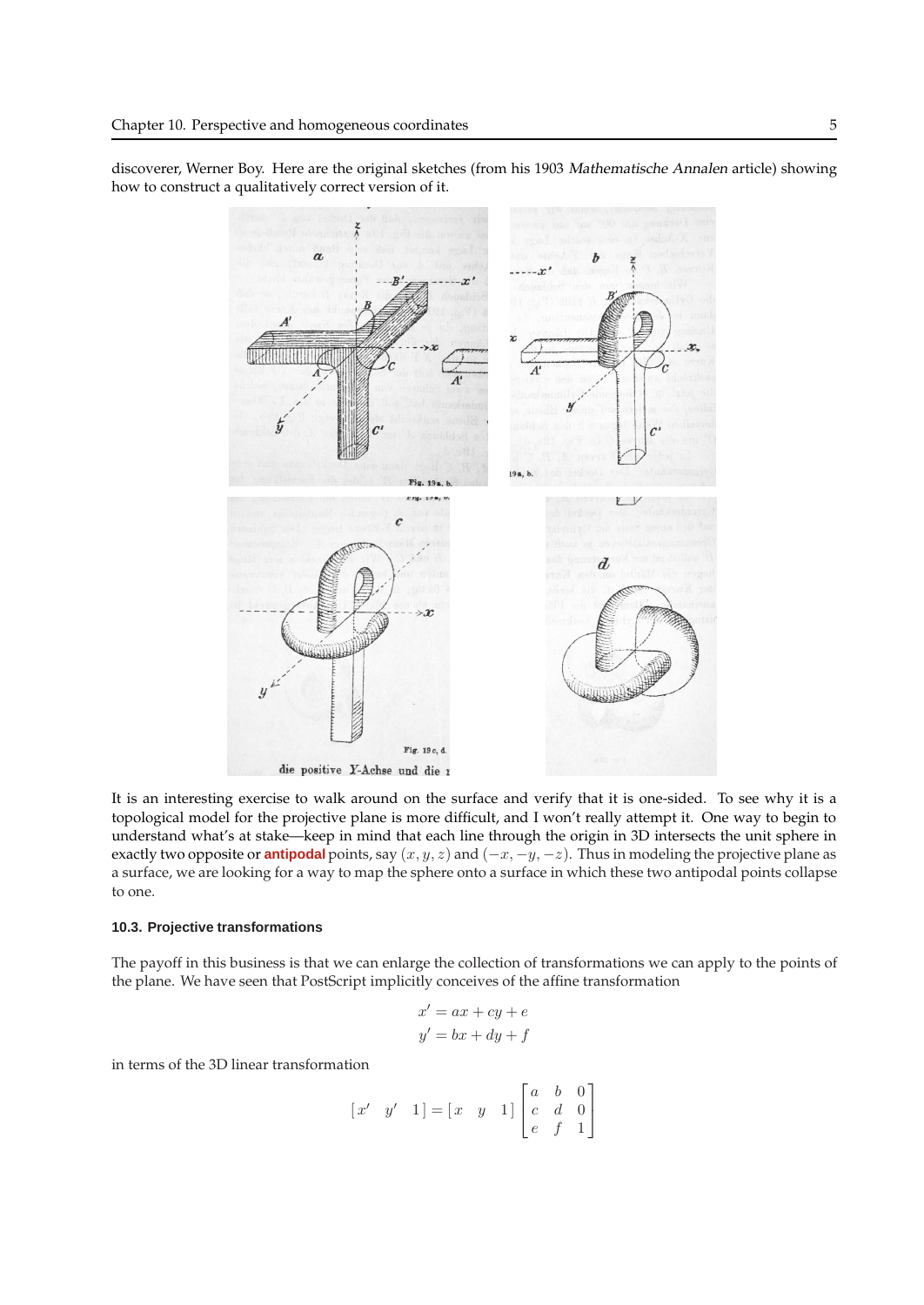discoverer, Werner Boy. Here are the original sketches (from his 1903 *Mathematische Annalen* article) showing how to construct a qualitatively correct version of it.

It is an interesting exercise to walk around on the surface and verify that it is one-sided. To see why it is a topological model for the projective plane is more difficult, and I won't really attempt it. One way to begin to understand what's at stake—keep in mind that each line through the origin in 3D intersects the unit sphere in exactly two opposite or **antipodal** points, say $(x, y, z)$ and $(-x, -y, -z)$. Thus in modeling the projective plane as a surface, we are looking for a way to map the sphere onto a surface in which these two antipodal points collapse to one.

### 10.3. Projective transformations

The payoff in this business is that we can enlarge the collection of transformations we can apply to the points of the plane. We have seen that PostScript implicitly conceives of the affine transformation

$$x' = ax + cy + e$$
$$y' = bx + dy + f$$

in terms of the 3D linear transformation

$$[x' \quad y' \quad 1] = [x \quad y \quad 1] \begin{bmatrix} a & b & 0 \\ c & d & 0 \\ e & f & 1 \end{bmatrix}$$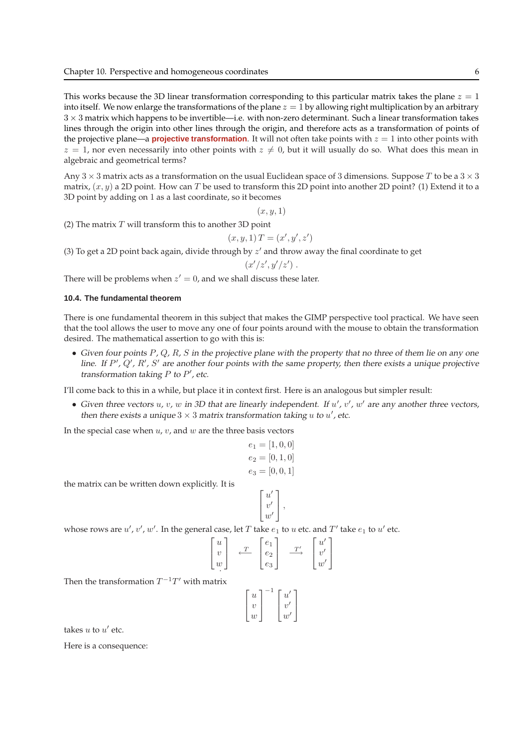This works because the 3D linear transformation corresponding to this particular matrix takes the plane $z = 1$ into itself. We now enlarge the transformations of the plane $z = 1$ by allowing right multiplication by an arbitrary $3 \times 3$ matrix which happens to be invertible—i.e. with non-zero determinant. Such a linear transformation takes lines through the origin into other lines through the origin, and therefore acts as a transformation of points of the projective plane—a **projective transformation**. It will not often take points with $z = 1$ into other points with $z = 1$, nor even necessarily into other points with $z \neq 0$, but it will usually do so. What does this mean in algebraic and geometrical terms?

Any $3 \times 3$ matrix acts as a transformation on the usual Euclidean space of 3 dimensions. Suppose $T$ to be a $3 \times 3$ matrix, $(x, y)$ a 2D point. How can $T$ be used to transform this 2D point into another 2D point? (1) Extend it to a 3D point by adding on 1 as a last coordinate, so it becomes

$$(x, y, 1)$$

(2) The matrix $T$ will transform this to another 3D point

$$(x, y, 1)\, T = (x', y', z')$$

(3) To get a 2D point back again, divide through by $z'$ and throw away the final coordinate to get

$$(x'/z', y'/z') \,.$$

There will be problems when $z' = 0$, and we shall discuss these later.

### 10.4. The fundamental theorem

There is one fundamental theorem in this subject that makes the GIMP perspective tool practical. We have seen that the tool allows the user to move any one of four points around with the mouse to obtain the transformation desired. The mathematical assertion to go with this is:

- *Given four points $P$, $Q$, $R$, $S$ in the projective plane with the property that no three of them lie on any one line. If $P'$, $Q'$, $R'$, $S'$ are another four points with the same property, then there exists a unique projective transformation taking $P$ to $P'$, etc.*

I'll come back to this in a while, but place it in context first. Here is an analogous but simpler result:

- *Given three vectors $u$, $v$, $w$ in 3D that are linearly independent. If $u'$, $v'$, $w'$ are any another three vectors, then there exists a unique $3 \times 3$ matrix transformation taking $u$ to $u'$, etc.*

In the special case when $u$, $v$, and $w$ are the three basis vectors

$$\begin{aligned} e_1 &= [1, 0, 0] \\ e_2 &= [0, 1, 0] \\ e_3 &= [0, 0, 1] \end{aligned}$$

the matrix can be written down explicitly. It is

$$\begin{bmatrix} u' \\ v' \\ w' \end{bmatrix},$$

whose rows are $u'$, $v'$, $w'$. In the general case, let $T$ take $e_1$ to $u$ etc. and $T'$ take $e_1$ to $u'$ etc.

$$\begin{bmatrix} u \\ v \\ w \end{bmatrix} \xleftarrow{T} \begin{bmatrix} e_1 \\ e_2 \\ e_3 \end{bmatrix} \xrightarrow{T'} \begin{bmatrix} u' \\ v' \\ w' \end{bmatrix}$$

Then the transformation $T^{-1}T'$ with matrix

$$\begin{bmatrix} u \\ v \\ w \end{bmatrix}^{-1} \begin{bmatrix} u' \\ v' \\ w' \end{bmatrix}$$

takes $u$ to $u'$ etc.

Here is a consequence: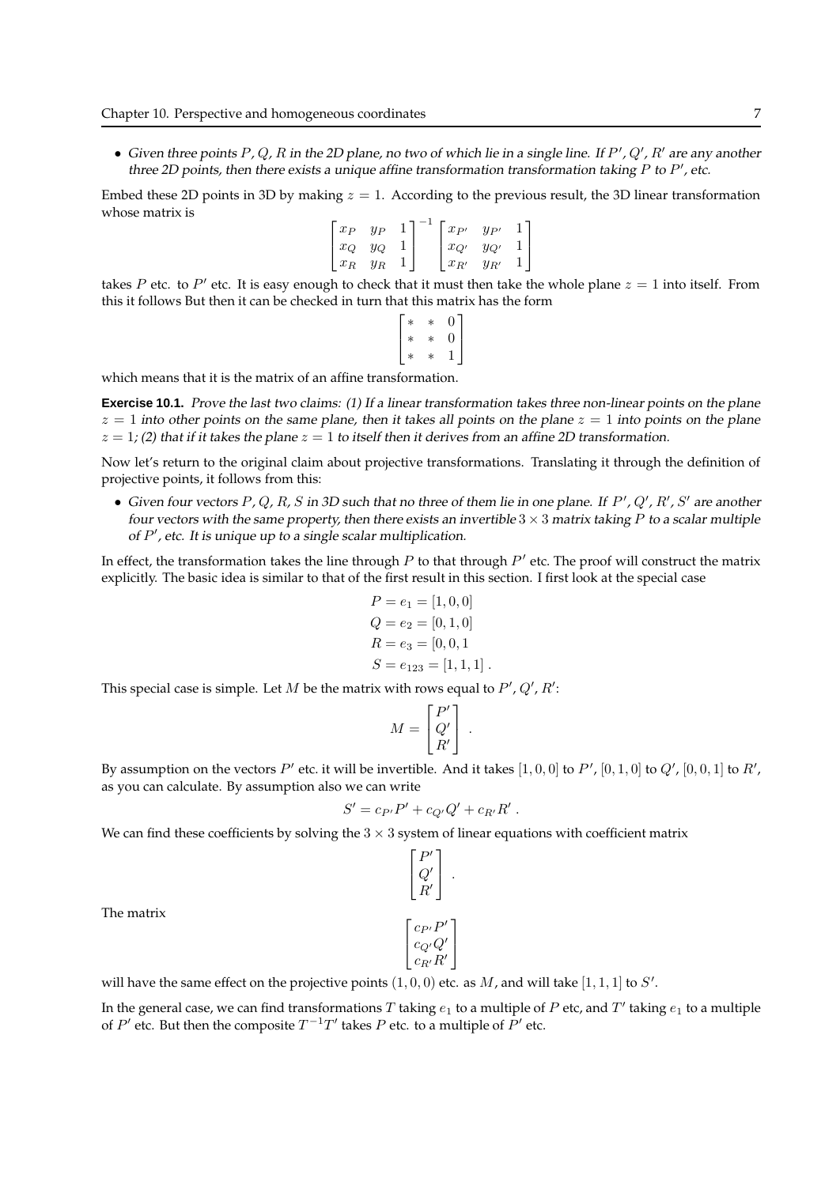- *Given three points $P$, $Q$, $R$ in the 2D plane, no two of which lie in a single line. If $P'$, $Q'$, $R'$ are any another three 2D points, then there exists a unique affine transformation transformation taking $P$ to $P'$, etc.*

Embed these 2D points in 3D by making $z = 1$. According to the previous result, the 3D linear transformation whose matrix is

$$\begin{bmatrix} x_P & y_P & 1 \\ x_Q & y_Q & 1 \\ x_R & y_R & 1 \end{bmatrix}^{-1} \begin{bmatrix} x_{P'} & y_{P'} & 1 \\ x_{Q'} & y_{Q'} & 1 \\ x_{R'} & y_{R'} & 1 \end{bmatrix}$$

takes $P$ etc. to $P'$ etc. It is easy enough to check that it must then take the whole plane $z = 1$ into itself. From this it follows But then it can be checked in turn that this matrix has the form

$$\begin{bmatrix} * & * & 0 \\ * & * & 0 \\ * & * & 1 \end{bmatrix}$$

which means that it is the matrix of an affine transformation.

**Exercise 10.1.** *Prove the last two claims: (1) If a linear transformation takes three non-linear points on the plane $z = 1$ into other points on the same plane, then it takes all points on the plane $z = 1$ into points on the plane $z = 1$; (2) that if it takes the plane $z = 1$ to itself then it derives from an affine 2D transformation.*

Now let's return to the original claim about projective transformations. Translating it through the definition of projective points, it follows from this:

- *Given four vectors $P$, $Q$, $R$, $S$ in 3D such that no three of them lie in one plane. If $P'$, $Q'$, $R'$, $S'$ are another four vectors with the same property, then there exists an invertible $3 \times 3$ matrix taking $P$ to a scalar multiple of $P'$, etc. It is unique up to a single scalar multiplication.*

In effect, the transformation takes the line through $P$ to that through $P'$ etc. The proof will construct the matrix explicitly. The basic idea is similar to that of the first result in this section. I first look at the special case

$$\begin{aligned} P &= e_1 = [1, 0, 0] \\ Q &= e_2 = [0, 1, 0] \\ R &= e_3 = [0, 0, 1 \\ S &= e_{123} = [1, 1, 1] \,. \end{aligned}$$

This special case is simple. Let $M$ be the matrix with rows equal to $P'$, $Q'$, $R'$:

$$M = \begin{bmatrix} P' \\ Q' \\ R' \end{bmatrix} .$$

By assumption on the vectors $P'$ etc. it will be invertible. And it takes $[1, 0, 0]$ to $P'$, $[0, 1, 0]$ to $Q'$, $[0, 0, 1]$ to $R'$, as you can calculate. By assumption also we can write

$$S' = c_{P'} P' + c_{Q'} Q' + c_{R'} R' \,.$$

We can find these coefficients by solving the $3 \times 3$ system of linear equations with coefficient matrix

$$\begin{bmatrix} P' \\ Q' \\ R' \end{bmatrix} .$$

The matrix

$$\begin{bmatrix} c_{P'} P' \\ c_{Q'} Q' \\ c_{R'} R' \end{bmatrix}$$

will have the same effect on the projective points $(1, 0, 0)$ etc. as $M$, and will take $[1, 1, 1]$ to $S'$.

In the general case, we can find transformations $T$ taking $e_1$ to a multiple of $P$ etc, and $T'$ taking $e_1$ to a multiple of $P'$ etc. But then the composite $T^{-1}T'$ takes $P$ etc. to a multiple of $P'$ etc.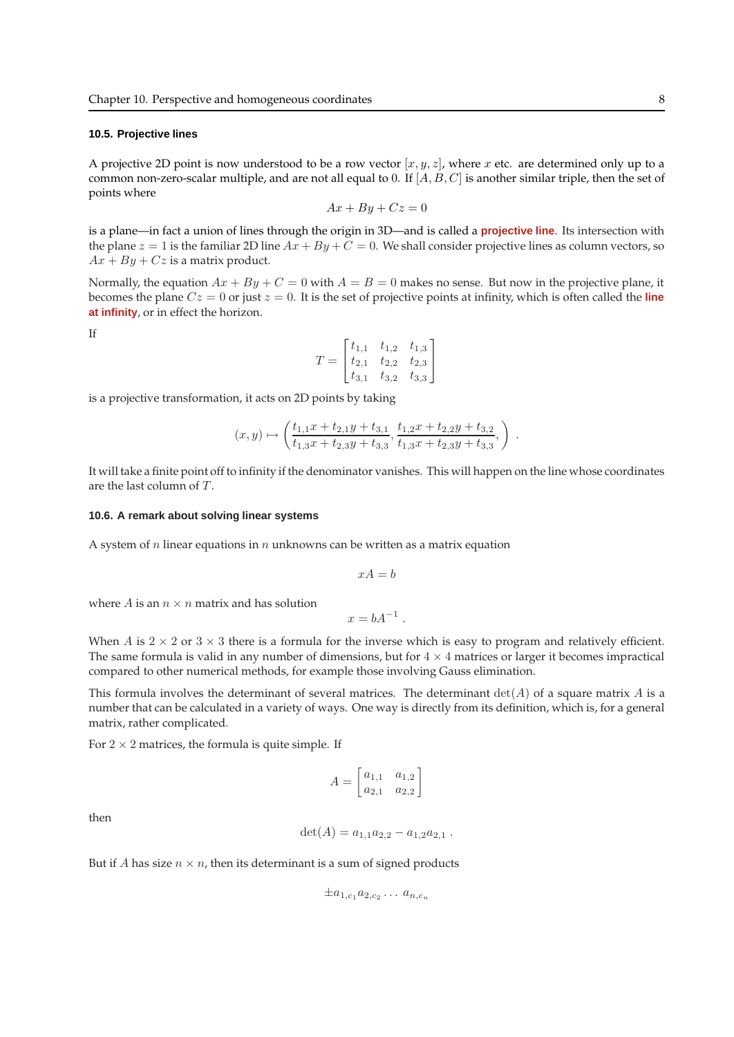### 10.5. Projective lines

A projective 2D point is now understood to be a row vector $[x, y, z]$, where $x$ etc. are determined only up to a common non-zero-scalar multiple, and are not all equal to 0. If $[A, B, C]$ is another similar triple, then the set of points where

$$Ax + By + Cz = 0$$

is a plane—in fact a union of lines through the origin in 3D—and is called a **projective line**. Its intersection with the plane $z = 1$ is the familiar 2D line $Ax + By + C = 0$. We shall consider projective lines as column vectors, so $Ax + By + Cz$ is a matrix product.

Normally, the equation $Ax + By + C = 0$ with $A = B = 0$ makes no sense. But now in the projective plane, it becomes the plane $Cz = 0$ or just $z = 0$. It is the set of projective points at infinity, which is often called the **line at infinity**, or in effect the horizon.

If

$$T = \begin{bmatrix} t_{1,1} & t_{1,2} & t_{1,3} \\ t_{2,1} & t_{2,2} & t_{2,3} \\ t_{3,1} & t_{3,2} & t_{3,3} \end{bmatrix}$$

is a projective transformation, it acts on 2D points by taking

$$(x, y) \mapsto \left( \frac{t_{1,1}x + t_{2,1}y + t_{3,1}}{t_{1,3}x + t_{2,3}y + t_{3,3}}, \frac{t_{1,2}x + t_{2,2}y + t_{3,2}}{t_{1,3}x + t_{2,3}y + t_{3,3}}, \right) .$$

It will take a finite point off to infinity if the denominator vanishes. This will happen on the line whose coordinates are the last column of $T$.

### 10.6. A remark about solving linear systems

A system of $n$ linear equations in $n$ unknowns can be written as a matrix equation

$$xA = b$$

where $A$ is an $n \times n$ matrix and has solution

$$x = bA^{-1} .$$

When $A$ is $2 \times 2$ or $3 \times 3$ there is a formula for the inverse which is easy to program and relatively efficient. The same formula is valid in any number of dimensions, but for $4 \times 4$ matrices or larger it becomes impractical compared to other numerical methods, for example those involving Gauss elimination.

This formula involves the determinant of several matrices. The determinant $\det(A)$ of a square matrix $A$ is a number that can be calculated in a variety of ways. One way is directly from its definition, which is, for a general matrix, rather complicated.

For $2 \times 2$ matrices, the formula is quite simple. If

$$A = \begin{bmatrix} a_{1,1} & a_{1,2} \\ a_{2,1} & a_{2,2} \end{bmatrix}$$

then

$$\det(A) = a_{1,1}a_{2,2} - a_{1,2}a_{2,1} .$$

But if $A$ has size $n \times n$, then its determinant is a sum of signed products

$$\pm a_{1,c_1} a_{2,c_2} \ldots a_{n,c_n}$$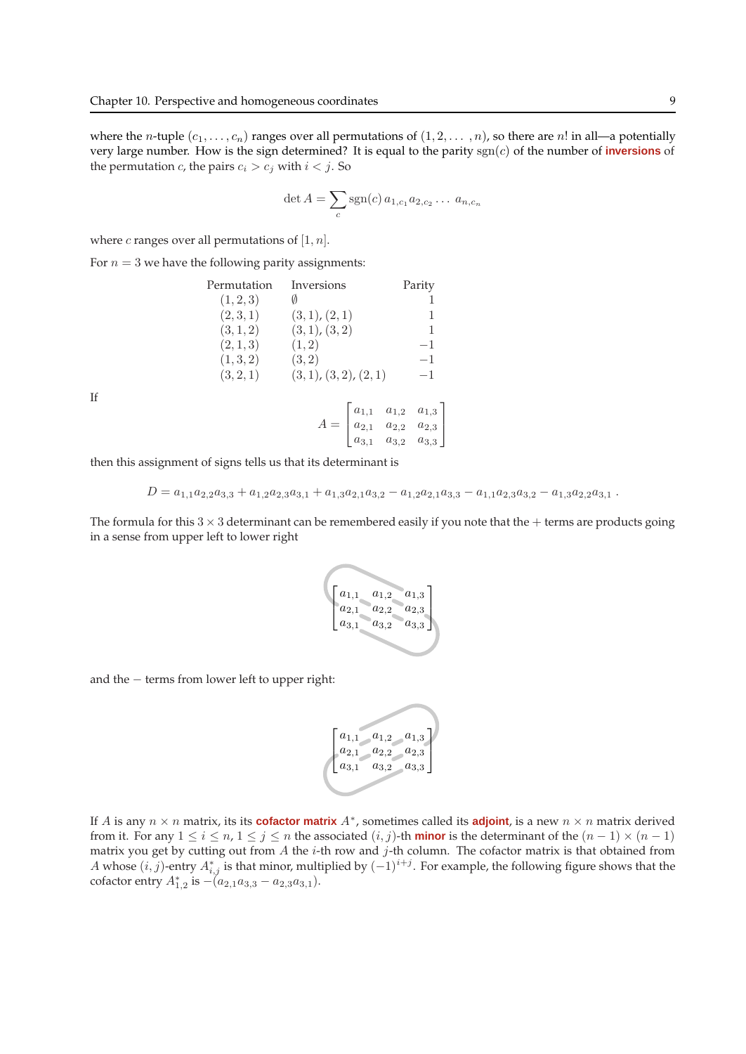where the $n$-tuple $(c_1, \ldots, c_n)$ ranges over all permutations of $(1, 2, \ldots, n)$, so there are $n!$ in all—a potentially very large number. How is the sign determined? It is equal to the parity $\operatorname{sgn}(c)$ of the number of **inversions** of the permutation $c$, the pairs $c_i > c_j$ with $i < j$. So

$$\det A = \sum_c \operatorname{sgn}(c)\, a_{1,c_1} a_{2,c_2} \ldots\, a_{n,c_n}$$

where $c$ ranges over all permutations of $[1, n]$.

For $n = 3$ we have the following parity assignments:

| Permutation | Inversions | Parity |
|---|---|---|
| $(1, 2, 3)$ | $\emptyset$ | $1$ |
| $(2, 3, 1)$ | $(3, 1)$, $(2, 1)$ | $1$ |
| $(3, 1, 2)$ | $(3, 1)$, $(3, 2)$ | $1$ |
| $(2, 1, 3)$ | $(1, 2)$ | $-1$ |
| $(1, 3, 2)$ | $(3, 2)$ | $-1$ |
| $(3, 2, 1)$ | $(3, 1)$, $(3, 2)$, $(2, 1)$ | $-1$ |

If

$$A = \begin{bmatrix} a_{1,1} & a_{1,2} & a_{1,3} \\ a_{2,1} & a_{2,2} & a_{2,3} \\ a_{3,1} & a_{3,2} & a_{3,3} \end{bmatrix}$$

then this assignment of signs tells us that its determinant is

$$D = a_{1,1}a_{2,2}a_{3,3} + a_{1,2}a_{2,3}a_{3,1} + a_{1,3}a_{2,1}a_{3,2} - a_{1,2}a_{2,1}a_{3,3} - a_{1,1}a_{2,3}a_{3,2} - a_{1,3}a_{2,2}a_{3,1}\ .$$

The formula for this $3 \times 3$ determinant can be remembered easily if you note that the $+$ terms are products going in a sense from upper left to lower right

$$\begin{bmatrix} a_{1,1} & a_{1,2} & a_{1,3} \\ a_{2,1} & a_{2,2} & a_{2,3} \\ a_{3,1} & a_{3,2} & a_{3,3} \end{bmatrix}$$

and the $-$ terms from lower left to upper right:

$$\begin{bmatrix} a_{1,1} & a_{1,2} & a_{1,3} \\ a_{2,1} & a_{2,2} & a_{2,3} \\ a_{3,1} & a_{3,2} & a_{3,3} \end{bmatrix}$$

If $A$ is any $n \times n$ matrix, its its **cofactor matrix** $A^*$, sometimes called its **adjoint**, is a new $n \times n$ matrix derived from it. For any $1 \le i \le n$, $1 \le j \le n$ the associated $(i, j)$-th **minor** is the determinant of the $(n-1) \times (n-1)$ matrix you get by cutting out from $A$ the $i$-th row and $j$-th column. The cofactor matrix is that obtained from $A$ whose $(i, j)$-entry $A^*_{i,j}$ is that minor, multiplied by $(-1)^{i+j}$. For example, the following figure shows that the cofactor entry $A^*_{1,2}$ is $-(a_{2,1}a_{3,3} - a_{2,3}a_{3,1})$.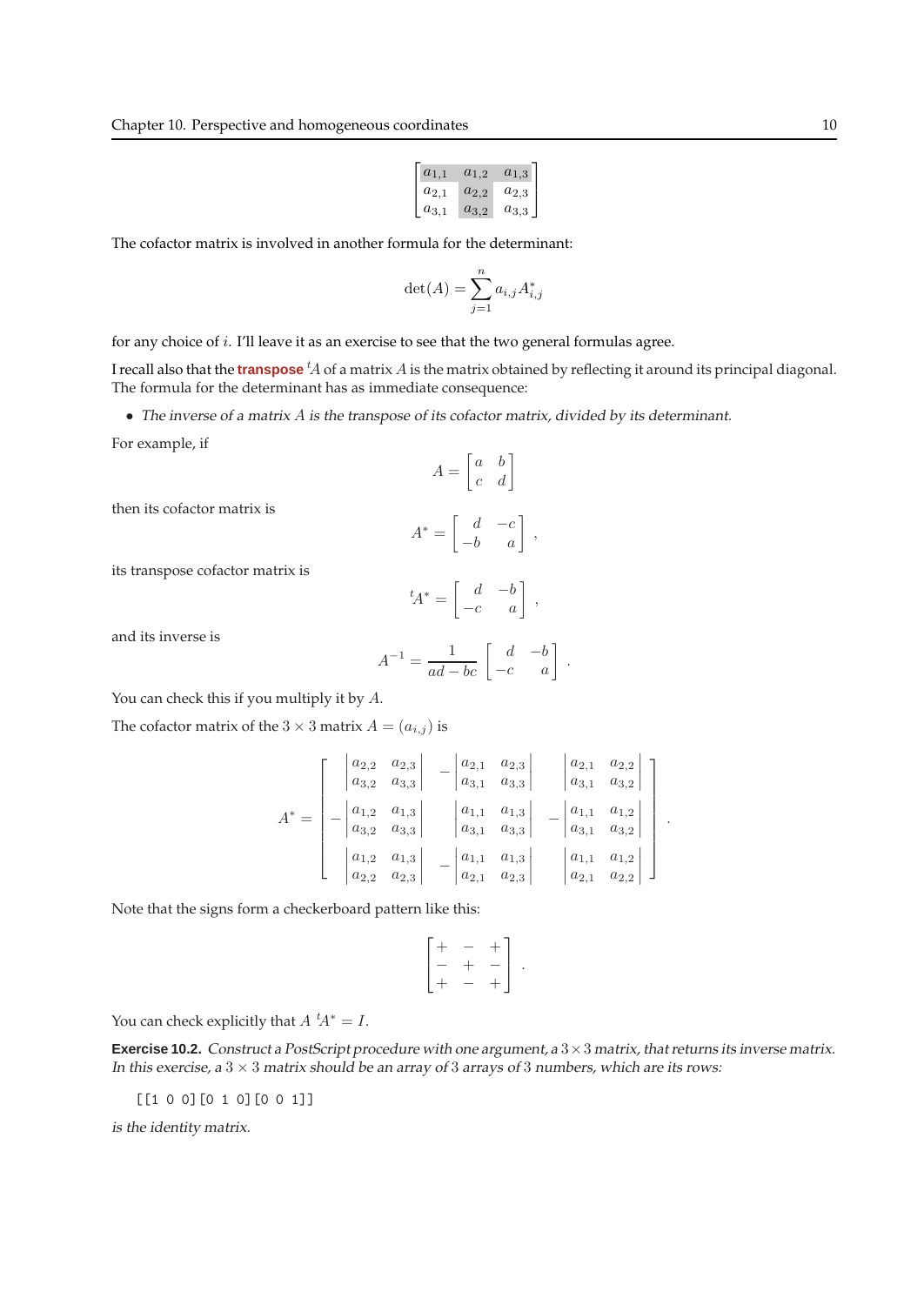$$\begin{bmatrix} a_{1,1} & a_{1,2} & a_{1,3} \\ a_{2,1} & a_{2,2} & a_{2,3} \\ a_{3,1} & a_{3,2} & a_{3,3} \end{bmatrix}$$

The cofactor matrix is involved in another formula for the determinant:

$$\det(A) = \sum_{j=1}^{n} a_{i,j} A^*_{i,j}$$

for any choice of $i$. I'll leave it as an exercise to see that the two general formulas agree.

I recall also that the **transpose** ${}^tA$ of a matrix $A$ is the matrix obtained by reflecting it around its principal diagonal. The formula for the determinant has as immediate consequence:

- *The inverse of a matrix $A$ is the transpose of its cofactor matrix, divided by its determinant.*

For example, if

$$A = \begin{bmatrix} a & b \\ c & d \end{bmatrix}$$

then its cofactor matrix is

$$A^* = \begin{bmatrix} d & -c \\ -b & a \end{bmatrix} ,$$

its transpose cofactor matrix is

$${}^tA^* = \begin{bmatrix} d & -b \\ -c & a \end{bmatrix} ,$$

and its inverse is

$$A^{-1} = \frac{1}{ad - bc} \begin{bmatrix} d & -b \\ -c & a \end{bmatrix} .$$

You can check this if you multiply it by $A$.

The cofactor matrix of the $3 \times 3$ matrix $A = (a_{i,j})$ is

$$A^* = \begin{bmatrix} \begin{vmatrix} a_{2,2} & a_{2,3} \\ a_{3,2} & a_{3,3} \end{vmatrix} & -\begin{vmatrix} a_{2,1} & a_{2,3} \\ a_{3,1} & a_{3,3} \end{vmatrix} & \begin{vmatrix} a_{2,1} & a_{2,2} \\ a_{3,1} & a_{3,2} \end{vmatrix} \\ -\begin{vmatrix} a_{1,2} & a_{1,3} \\ a_{3,2} & a_{3,3} \end{vmatrix} & \begin{vmatrix} a_{1,1} & a_{1,3} \\ a_{3,1} & a_{3,3} \end{vmatrix} & -\begin{vmatrix} a_{1,1} & a_{1,2} \\ a_{3,1} & a_{3,2} \end{vmatrix} \\ \begin{vmatrix} a_{1,2} & a_{1,3} \\ a_{2,2} & a_{2,3} \end{vmatrix} & -\begin{vmatrix} a_{1,1} & a_{1,3} \\ a_{2,1} & a_{2,3} \end{vmatrix} & \begin{vmatrix} a_{1,1} & a_{1,2} \\ a_{2,1} & a_{2,2} \end{vmatrix} \end{bmatrix} .$$

Note that the signs form a checkerboard pattern like this:

$$\begin{bmatrix} + & - & + \\ - & + & - \\ + & - & + \end{bmatrix} .$$

You can check explicitly that $A\ {}^tA^* = I$.

**Exercise 10.2.** *Construct a PostScript procedure with one argument, a $3 \times 3$ matrix, that returns its inverse matrix. In this exercise, a $3 \times 3$ matrix should be an array of 3 arrays of 3 numbers, which are its rows:*

```
[[1 0 0][0 1 0][0 0 1]]
```

*is the identity matrix.*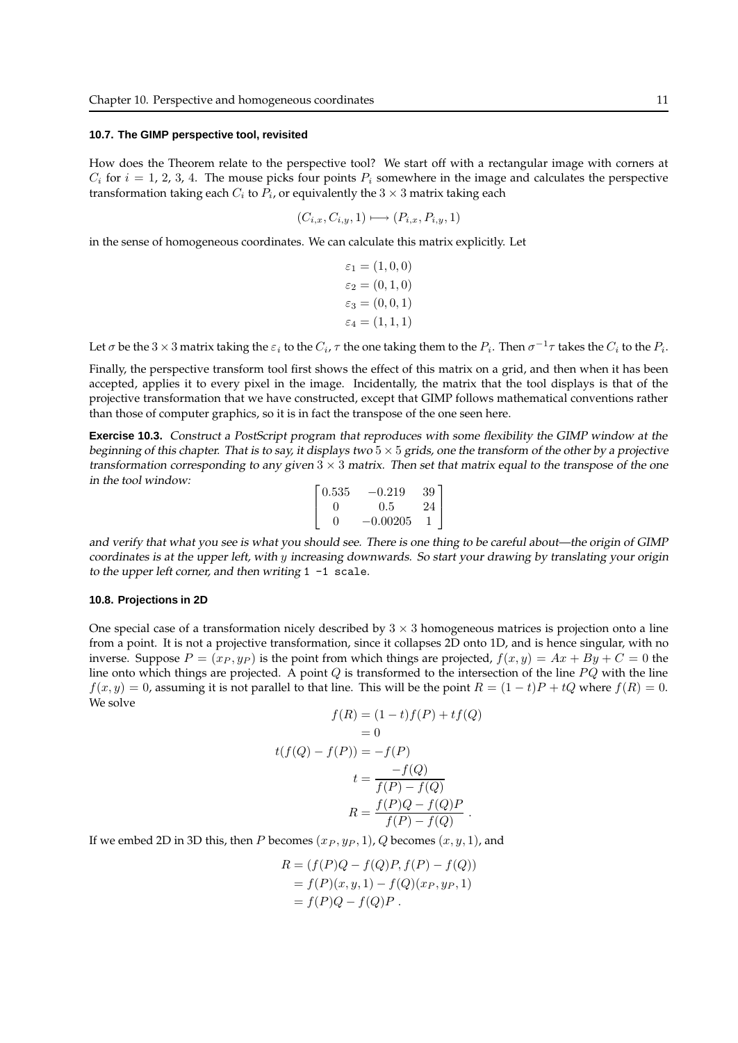### 10.7. The GIMP perspective tool, revisited

How does the Theorem relate to the perspective tool? We start off with a rectangular image with corners at $C_i$ for $i = 1, 2, 3, 4$. The mouse picks four points $P_i$ somewhere in the image and calculates the perspective transformation taking each $C_i$ to $P_i$, or equivalently the $3 \times 3$ matrix taking each

$$(C_{i,x}, C_{i,y}, 1) \longmapsto (P_{i,x}, P_{i,y}, 1)$$

in the sense of homogeneous coordinates. We can calculate this matrix explicitly. Let

$$\begin{aligned}
\varepsilon_1 &= (1, 0, 0) \\
\varepsilon_2 &= (0, 1, 0) \\
\varepsilon_3 &= (0, 0, 1) \\
\varepsilon_4 &= (1, 1, 1)
\end{aligned}$$

Let $\sigma$ be the $3 \times 3$ matrix taking the $\varepsilon_i$ to the $C_i$, $\tau$ the one taking them to the $P_i$. Then $\sigma^{-1}\tau$ takes the $C_i$ to the $P_i$.

Finally, the perspective transform tool first shows the effect of this matrix on a grid, and then when it has been accepted, applies it to every pixel in the image. Incidentally, the matrix that the tool displays is that of the projective transformation that we have constructed, except that GIMP follows mathematical conventions rather than those of computer graphics, so it is in fact the transpose of the one seen here.

**Exercise 10.3.** *Construct a PostScript program that reproduces with some flexibility the GIMP window at the beginning of this chapter. That is to say, it displays two $5 \times 5$ grids, one the transform of the other by a projective transformation corresponding to any given $3 \times 3$ matrix. Then set that matrix equal to the transpose of the one in the tool window:*

$$\begin{bmatrix} 0.535 & -0.219 & 39 \\ 0 & 0.5 & 24 \\ 0 & -0.00205 & 1 \end{bmatrix}$$

*and verify that what you see is what you should see. There is one thing to be careful about—the origin of GIMP coordinates is at the upper left, with $y$ increasing downwards. So start your drawing by translating your origin to the upper left corner, and then writing* `1 -1 scale`.

### 10.8. Projections in 2D

One special case of a transformation nicely described by $3 \times 3$ homogeneous matrices is projection onto a line from a point. It is not a projective transformation, since it collapses 2D onto 1D, and is hence singular, with no inverse. Suppose $P = (x_P, y_P)$ is the point from which things are projected, $f(x, y) = Ax + By + C = 0$ the line onto which things are projected. A point $Q$ is transformed to the intersection of the line $PQ$ with the line $f(x, y) = 0$, assuming it is not parallel to that line. This will be the point $R = (1 - t)P + tQ$ where $f(R) = 0$. We solve

$$\begin{aligned}
f(R) &= (1 - t)f(P) + tf(Q) \\
&= 0 \\
t(f(Q) - f(P)) &= -f(P) \\
t &= \frac{-f(Q)}{f(P) - f(Q)} \\
R &= \frac{f(P)Q - f(Q)P}{f(P) - f(Q)} \ .
\end{aligned}$$

If we embed 2D in 3D this, then $P$ becomes $(x_P, y_P, 1)$, $Q$ becomes $(x, y, 1)$, and

$$\begin{aligned}
R &= (f(P)Q - f(Q)P, f(P) - f(Q)) \\
&= f(P)(x, y, 1) - f(Q)(x_P, y_P, 1) \\
&= f(P)Q - f(Q)P \ .
\end{aligned}$$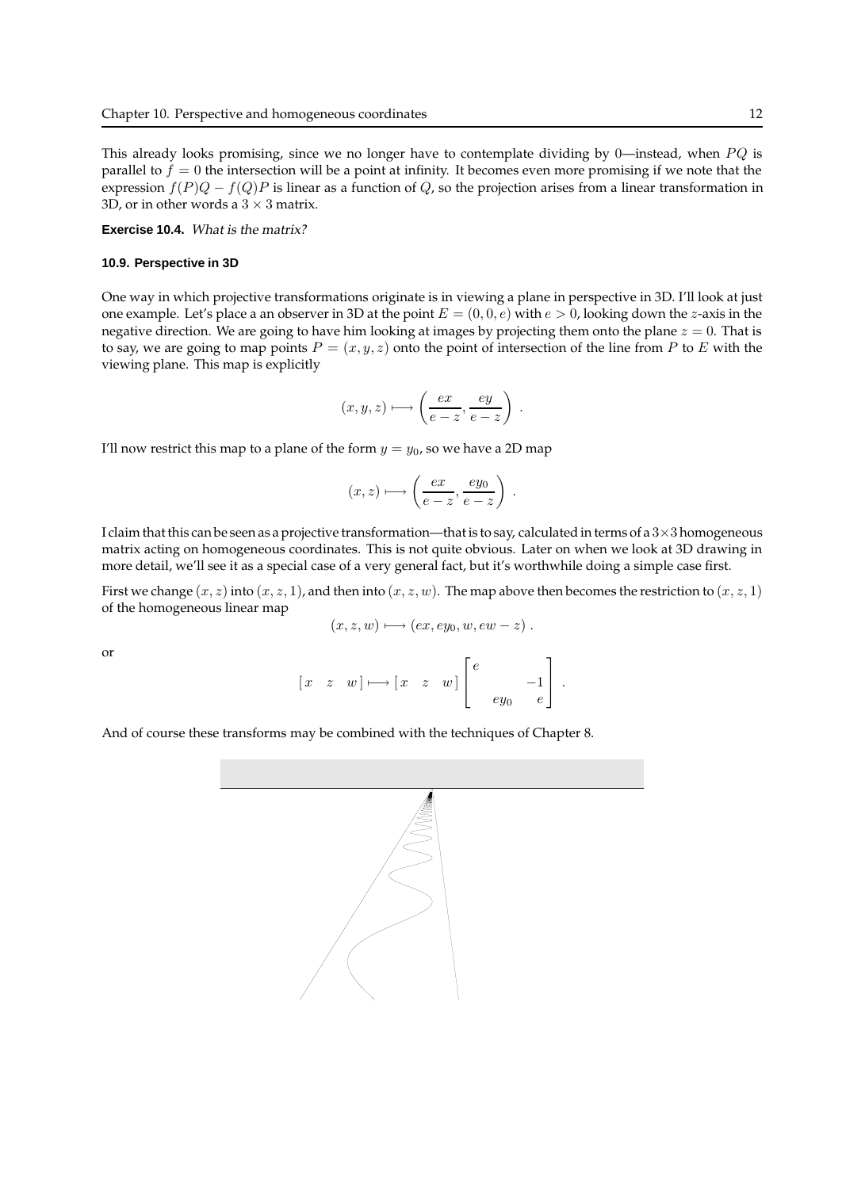This already looks promising, since we no longer have to contemplate dividing by 0—instead, when $PQ$ is parallel to $f = 0$ the intersection will be a point at infinity. It becomes even more promising if we note that the expression $f(P)Q - f(Q)P$ is linear as a function of $Q$, so the projection arises from a linear transformation in 3D, or in other words a $3 \times 3$ matrix.

**Exercise 10.4.** *What is the matrix?*

### 10.9. Perspective in 3D

One way in which projective transformations originate is in viewing a plane in perspective in 3D. I'll look at just one example. Let's place a an observer in 3D at the point $E = (0, 0, e)$ with $e > 0$, looking down the $z$-axis in the negative direction. We are going to have him looking at images by projecting them onto the plane $z = 0$. That is to say, we are going to map points $P = (x, y, z)$ onto the point of intersection of the line from $P$ to $E$ with the viewing plane. This map is explicitly

$$(x, y, z) \longmapsto \left( \frac{ex}{e - z}, \frac{ey}{e - z} \right) .$$

I'll now restrict this map to a plane of the form $y = y_0$, so we have a 2D map

$$(x, z) \longmapsto \left( \frac{ex}{e - z}, \frac{ey_0}{e - z} \right) .$$

I claim that this can be seen as a projective transformation—that is to say, calculated in terms of a $3 \times 3$ homogeneous matrix acting on homogeneous coordinates. This is not quite obvious. Later on when we look at 3D drawing in more detail, we'll see it as a special case of a very general fact, but it's worthwhile doing a simple case first.

First we change $(x, z)$ into $(x, z, 1)$, and then into $(x, z, w)$. The map above then becomes the restriction to $(x, z, 1)$ of the homogeneous linear map

$$(x, z, w) \longmapsto (ex, ey_0, w, ew - z) .$$

or

$$[\,x \quad z \quad w\,] \longmapsto [\,x \quad z \quad w\,] \begin{bmatrix} e & & \\ & & -1 \\ & ey_0 & e \end{bmatrix} .$$

And of course these transforms may be combined with the techniques of Chapter 8.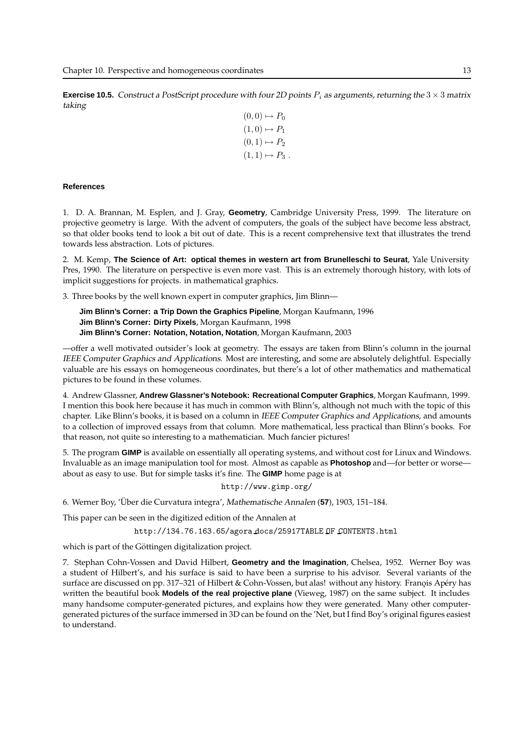**Exercise 10.5.** *Construct a PostScript procedure with four 2D points $P_i$ as arguments, returning the $3 \times 3$ matrix taking*

$$
\begin{aligned}
(0, 0) &\mapsto P_0 \\
(1, 0) &\mapsto P_1 \\
(0, 1) &\mapsto P_2 \\
(1, 1) &\mapsto P_3 \,.
\end{aligned}
$$

#### References

1. D. A. Brannan, M. Esplen, and J. Gray, **Geometry**, Cambridge University Press, 1999. The literature on projective geometry is large. With the advent of computers, the goals of the subject have become less abstract, so that older books tend to look a bit out of date. This is a recent comprehensive text that illustrates the trend towards less abstraction. Lots of pictures.

2. M. Kemp, **The Science of Art: optical themes in western art from Brunelleschi to Seurat**, Yale University Pres, 1990. The literature on perspective is even more vast. This is an extremely thorough history, with lots of implicit suggestions for projects. in mathematical graphics.

3. Three books by the well known expert in computer graphics, Jim Blinn—

   **Jim Blinn's Corner: a Trip Down the Graphics Pipeline**, Morgan Kaufmann, 1996
   **Jim Blinn's Corner: Dirty Pixels**, Morgan Kaufmann, 1998
   **Jim Blinn's Corner: Notation, Notation, Notation**, Morgan Kaufmann, 2003

—offer a well motivated outsider's look at geometry. The essays are taken from Blinn's column in the journal *IEEE Computer Graphics and Applications*. Most are interesting, and some are absolutely delightful. Especially valuable are his essays on homogeneous coordinates, but there's a lot of other mathematics and mathematical pictures to be found in these volumes.

4. Andrew Glassner, **Andrew Glassner's Notebook: Recreational Computer Graphics**, Morgan Kaufmann, 1999. I mention this book here because it has much in common with Blinn's, although not much with the topic of this chapter. Like Blinn's books, it is based on a column in *IEEE Computer Graphics and Applications*, and amounts to a collection of improved essays from that column. More mathematical, less practical than Blinn's books. For that reason, not quite so interesting to a mathematician. Much fancier pictures!

5. The program **GIMP** is available on essentially all operating systems, and without cost for Linux and Windows. Invaluable as an image manipulation tool for most. Almost as capable as **Photoshop** and—for better or worse—about as easy to use. But for simple tasks it's fine. The **GIMP** home page is at

`http://www.gimp.org/`

6. Werner Boy, 'Über die Curvatura integra', *Mathematische Annalen* (**57**), 1903, 151–184.

This paper can be seen in the digitized edition of the Annalen at

`http://134.76.163.65/agora_docs/25917TABLE_OF_CONTENTS.html`

which is part of the Göttingen digitalization project.

7. Stephan Cohn-Vossen and David Hilbert, **Geometry and the Imagination**, Chelsea, 1952. Werner Boy was a student of Hilbert's, and his surface is said to have been a surprise to his advisor. Several variants of the surface are discussed on pp. 317–321 of Hilbert & Cohn-Vossen, but alas! without any history. Françis Apéry has written the beautiful book **Models of the real projective plane** (Vieweg, 1987) on the same subject. It includes many handsome computer-generated pictures, and explains how they were generated. Many other computer-generated pictures of the surface immersed in 3D can be found on the 'Net, but I find Boy's original figures easiest to understand.